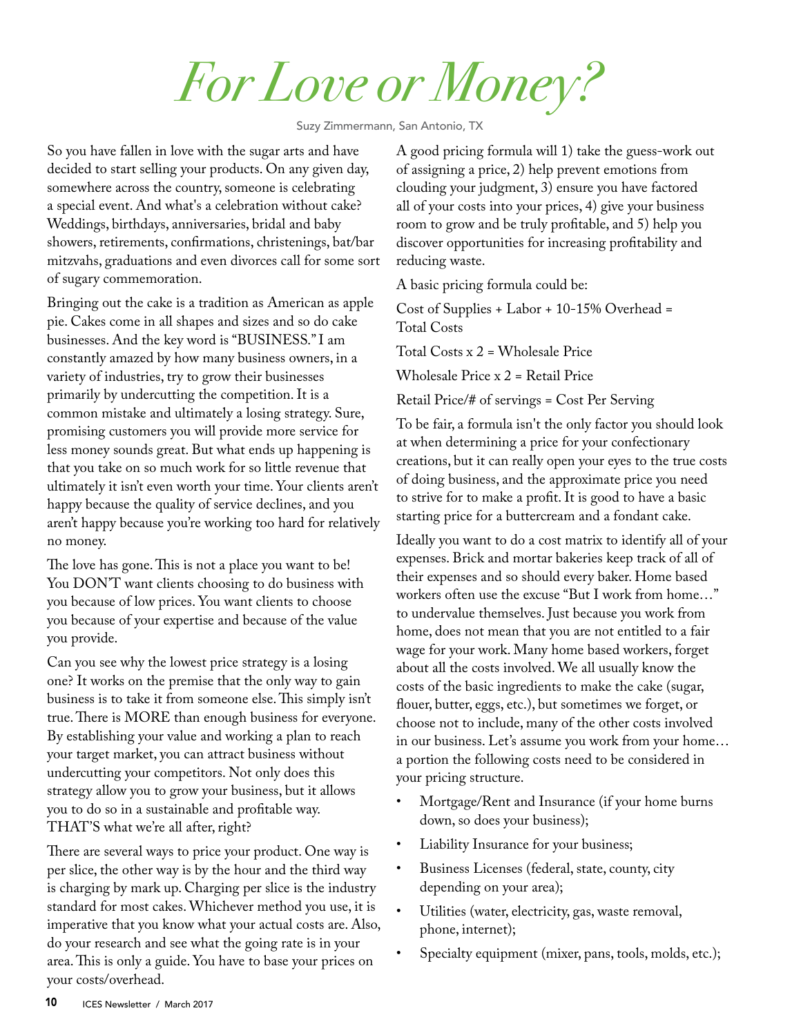# *For Love or Money?*

Suzy Zimmermann, San Antonio, TX

So you have fallen in love with the sugar arts and have decided to start selling your products. On any given day, somewhere across the country, someone is celebrating a special event. And what's a celebration without cake? Weddings, birthdays, anniversaries, bridal and baby showers, retirements, confirmations, christenings, bat/bar mitzvahs, graduations and even divorces call for some sort of sugary commemoration.

Bringing out the cake is a tradition as American as apple pie. Cakes come in all shapes and sizes and so do cake businesses. And the key word is "BUSINESS." I am constantly amazed by how many business owners, in a variety of industries, try to grow their businesses primarily by undercutting the competition. It is a common mistake and ultimately a losing strategy. Sure, promising customers you will provide more service for less money sounds great. But what ends up happening is that you take on so much work for so little revenue that ultimately it isn't even worth your time. Your clients aren't happy because the quality of service declines, and you aren't happy because you're working too hard for relatively no money.

The love has gone. This is not a place you want to be! You DON'T want clients choosing to do business with you because of low prices. You want clients to choose you because of your expertise and because of the value you provide.

Can you see why the lowest price strategy is a losing one? It works on the premise that the only way to gain business is to take it from someone else. This simply isn't true. There is MORE than enough business for everyone. By establishing your value and working a plan to reach your target market, you can attract business without undercutting your competitors. Not only does this strategy allow you to grow your business, but it allows you to do so in a sustainable and profitable way. THAT'S what we're all after, right?

There are several ways to price your product. One way is per slice, the other way is by the hour and the third way is charging by mark up. Charging per slice is the industry standard for most cakes. Whichever method you use, it is imperative that you know what your actual costs are. Also, do your research and see what the going rate is in your area. This is only a guide. You have to base your prices on your costs/overhead.

A good pricing formula will 1) take the guess-work out of assigning a price, 2) help prevent emotions from clouding your judgment, 3) ensure you have factored all of your costs into your prices, 4) give your business room to grow and be truly profitable, and 5) help you discover opportunities for increasing profitability and reducing waste.

A basic pricing formula could be:

Cost of Supplies + Labor + 10-15% Overhead = Total Costs

Total Costs x 2 = Wholesale Price

Wholesale Price x 2 = Retail Price

Retail Price/# of servings = Cost Per Serving

To be fair, a formula isn't the only factor you should look at when determining a price for your confectionary creations, but it can really open your eyes to the true costs of doing business, and the approximate price you need to strive for to make a profit. It is good to have a basic starting price for a buttercream and a fondant cake.

Ideally you want to do a cost matrix to identify all of your expenses. Brick and mortar bakeries keep track of all of their expenses and so should every baker. Home based workers often use the excuse "But I work from home…" to undervalue themselves. Just because you work from home, does not mean that you are not entitled to a fair wage for your work. Many home based workers, forget about all the costs involved. We all usually know the costs of the basic ingredients to make the cake (sugar, flouer, butter, eggs, etc.), but sometimes we forget, or choose not to include, many of the other costs involved in our business. Let's assume you work from your home… a portion the following costs need to be considered in your pricing structure.

- Mortgage/Rent and Insurance (if your home burns down, so does your business);
- Liability Insurance for your business;
- Business Licenses (federal, state, county, city depending on your area);
- Utilities (water, electricity, gas, waste removal, phone, internet);
- Specialty equipment (mixer, pans, tools, molds, etc.);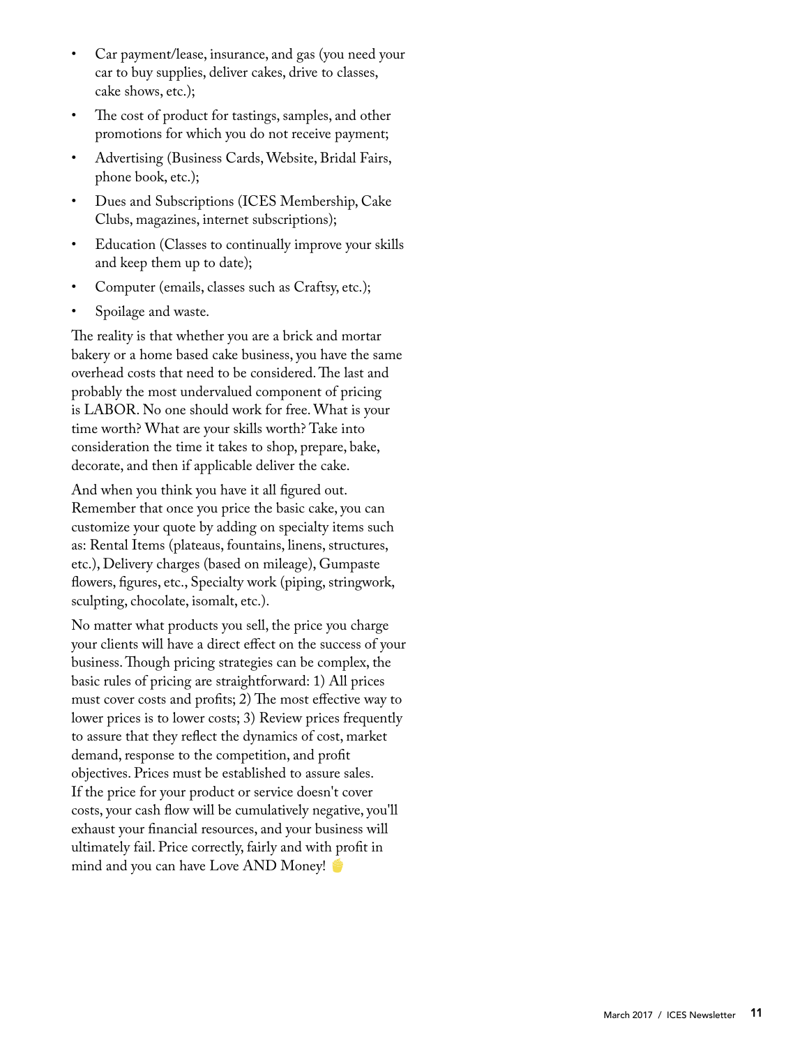- Car payment/lease, insurance, and gas (you need your car to buy supplies, deliver cakes, drive to classes, cake shows, etc.);
- The cost of product for tastings, samples, and other promotions for which you do not receive payment;
- Advertising (Business Cards, Website, Bridal Fairs, phone book, etc.);
- Dues and Subscriptions (ICES Membership, Cake Clubs, magazines, internet subscriptions);
- Education (Classes to continually improve your skills and keep them up to date);
- Computer (emails, classes such as Craftsy, etc.);
- Spoilage and waste.

The reality is that whether you are a brick and mortar bakery or a home based cake business, you have the same overhead costs that need to be considered. The last and probably the most undervalued component of pricing is LABOR. No one should work for free. What is your time worth? What are your skills worth? Take into consideration the time it takes to shop, prepare, bake, decorate, and then if applicable deliver the cake.

And when you think you have it all figured out. Remember that once you price the basic cake, you can customize your quote by adding on specialty items such as: Rental Items (plateaus, fountains, linens, structures, etc.), Delivery charges (based on mileage), Gumpaste flowers, figures, etc., Specialty work (piping, stringwork, sculpting, chocolate, isomalt, etc.).

No matter what products you sell, the price you charge your clients will have a direct effect on the success of your business. Though pricing strategies can be complex, the basic rules of pricing are straightforward: 1) All prices must cover costs and profits; 2) The most effective way to lower prices is to lower costs; 3) Review prices frequently to assure that they reflect the dynamics of cost, market demand, response to the competition, and profit objectives. Prices must be established to assure sales. If the price for your product or service doesn't cover costs, your cash flow will be cumulatively negative, you'll exhaust your financial resources, and your business will ultimately fail. Price correctly, fairly and with profit in mind and you can have Love AND Money!